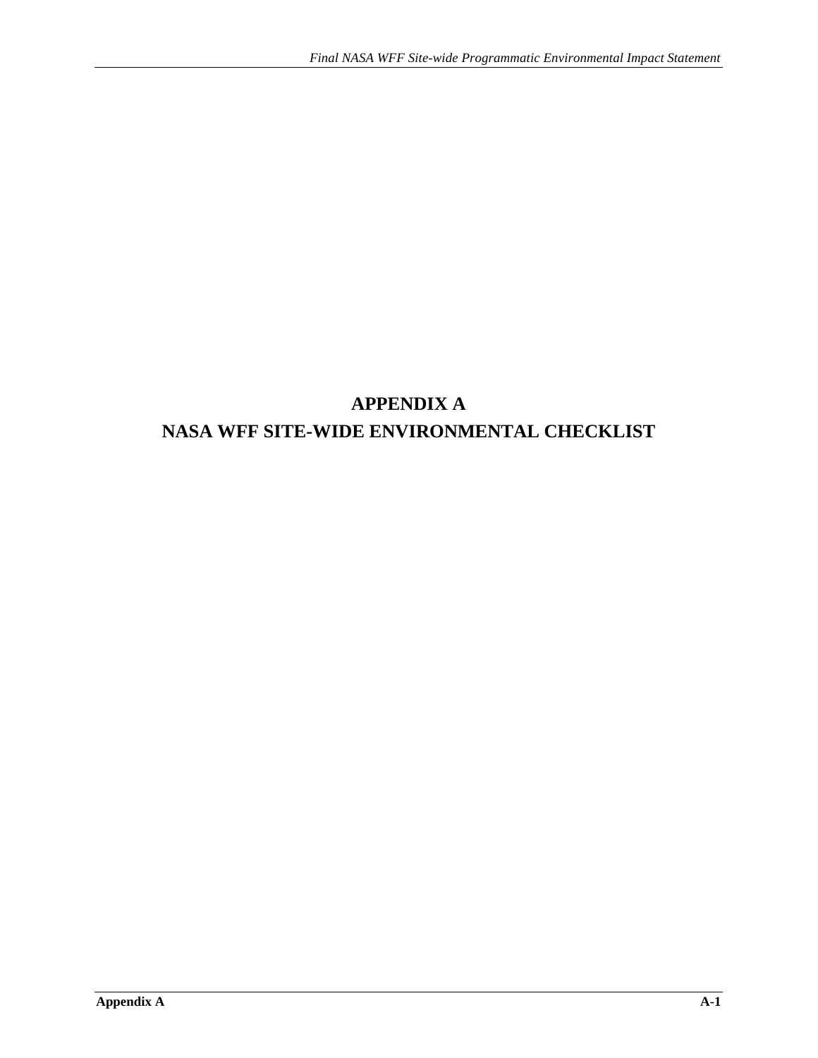# APPENDIX A

# NASA WFF SITE-WIDE ENVIRONMENTAL CHECKLIST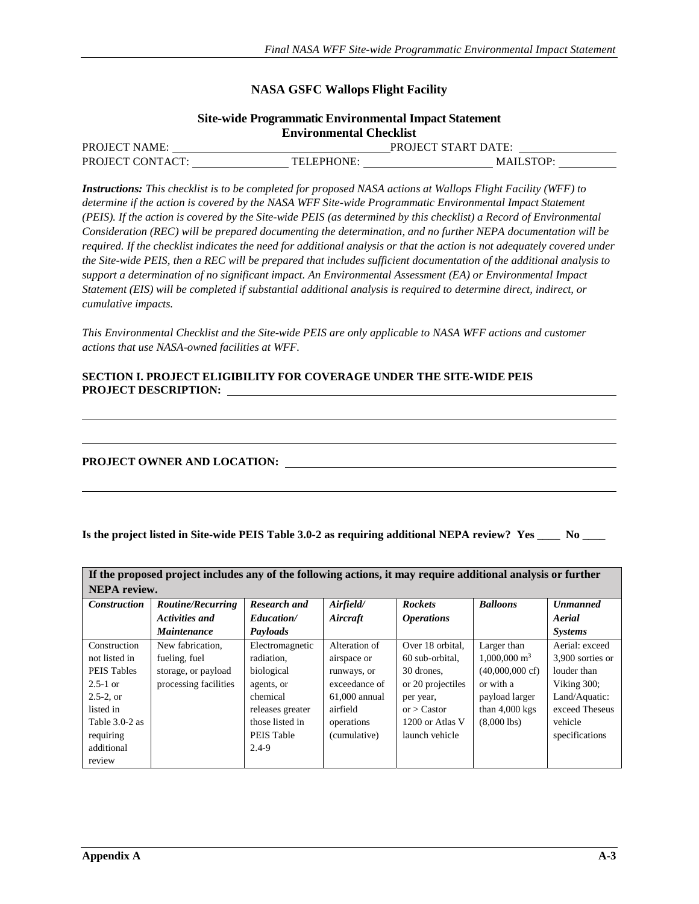## NASA GSFC Wallops Flight Facility

### Site-wide Programmatic Environmental Impact Statement Environmental Checklist

PROJECT NAME: ______________________ PROJECT START DATE: __________

PROJECT CONTACT: __________ TELEPHONE: ______________ MAILSTOP: ______

***Instructions:*** *This checklist is to be completed for proposed NASA actions at Wallops Flight Facility (WFF) to determine if the action is covered by the NASA WFF Site-wide Programmatic Environmental Impact Statement (PEIS). If the action is covered by the Site-wide PEIS (as determined by this checklist) a Record of Environmental Consideration (REC) will be prepared documenting the determination, and no further NEPA documentation will be required. If the checklist indicates the need for additional analysis or that the action is not adequately covered under the Site-wide PEIS, then a REC will be prepared that includes sufficient documentation of the additional analysis to support a determination of no significant impact. An Environmental Assessment (EA) or Environmental Impact Statement (EIS) will be completed if substantial additional analysis is required to determine direct, indirect, or cumulative impacts.*

*This Environmental Checklist and the Site-wide PEIS are only applicable to NASA WFF actions and customer actions that use NASA-owned facilities at WFF.*

**SECTION I. PROJECT ELIGIBILITY FOR COVERAGE UNDER THE SITE-WIDE PEIS**

**PROJECT DESCRIPTION:** ______________________________________________

______________________________________________

______________________________________________

**PROJECT OWNER AND LOCATION:** ______________________________________________

______________________________________________

**Is the project listed in Site-wide PEIS Table 3.0-2 as requiring additional NEPA review? Yes ____ No ____**

| **If the proposed project includes any of the following actions, it may require additional analysis or further NEPA review.** | | | | | | |
|---|---|---|---|---|---|---|
| ***Construction*** | ***Routine/Recurring Activities and Maintenance*** | ***Research and Education/ Payloads*** | ***Airfield/ Aircraft*** | ***Rockets Operations*** | ***Balloons*** | ***Unmanned Aerial Systems*** |
| Construction not listed in PEIS Tables 2.5-1 or 2.5-2, or listed in Table 3.0-2 as requiring additional review | New fabrication, fueling, fuel storage, or payload processing facilities | Electromagnetic radiation, biological agents, or chemical releases greater those listed in PEIS Table 2.4-9 | Alteration of airspace or runways, or exceedance of 61,000 annual airfield operations (cumulative) | Over 18 orbital, 60 sub-orbital, 30 drones, or 20 projectiles per year, or > Castor 1200 or Atlas V launch vehicle | Larger than 1,000,000 $m^3$ (40,000,000 cf) or with a payload larger than 4,000 kgs (8,000 lbs) | Aerial: exceed 3,900 sorties or louder than Viking 300; Land/Aquatic: exceed Theseus vehicle specifications |